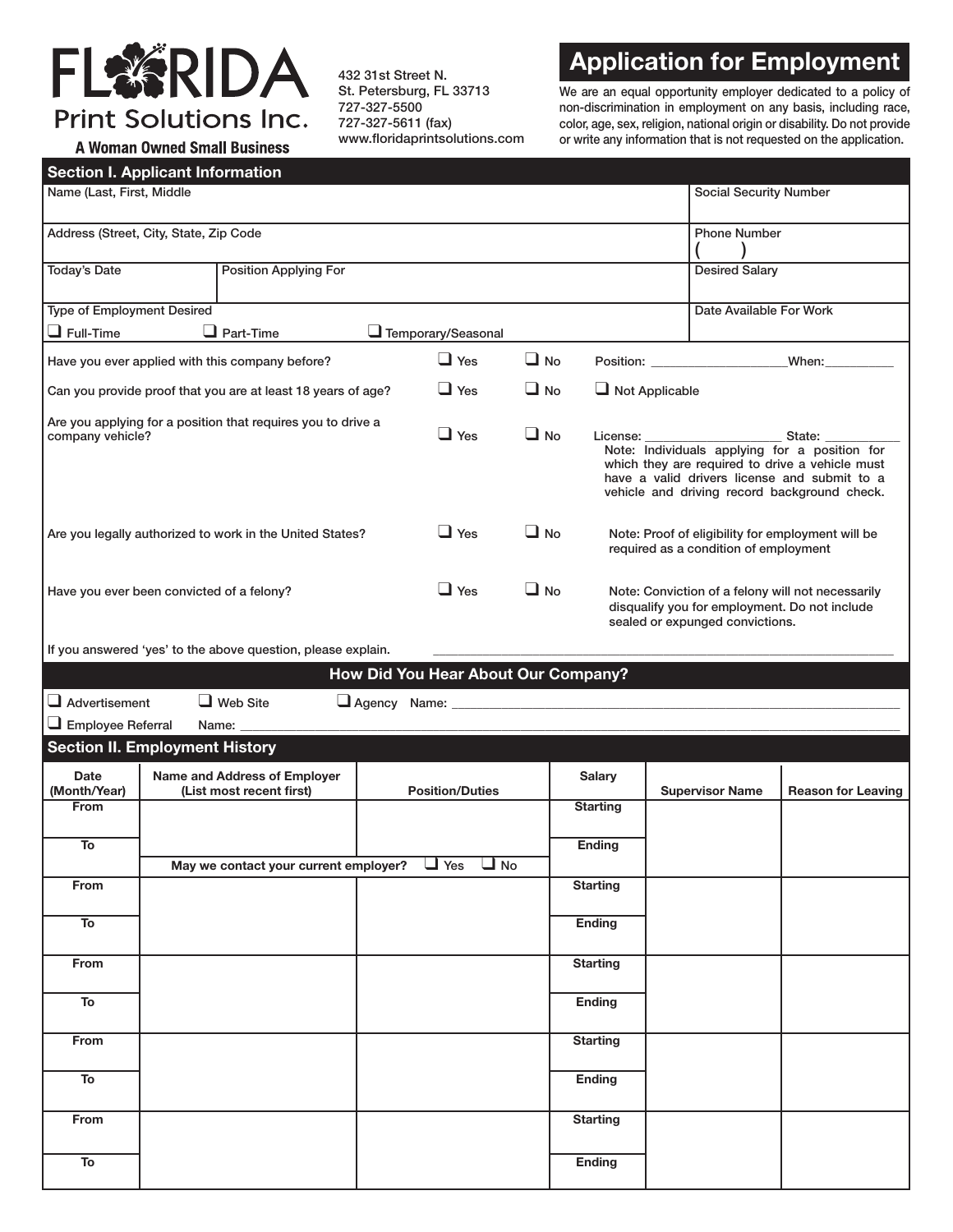# FLORIDA Print Solutions Inc.

**A Woman Owned Small Business**

432 31st Street N.
St. Petersburg, FL 33713
727-327-5500
727-327-5611 (fax)
www.floridaprintsolutions.com

## Application for Employment

We are an equal opportunity employer dedicated to a policy of non-discrimination in employment on any basis, including race, color, age, sex, religion, national origin or disability. Do not provide or write any information that is not requested on the application.

## Section I. Applicant Information

| Name (Last, First, Middle | | Social Security Number |
|---|---|---|
| Address (Street, City, State, Zip Code | | Phone Number ( ) |
| Today's Date | Position Applying For | Desired Salary |
| Type of Employment Desired ☐ Full-Time ☐ Part-Time ☐ Temporary/Seasonal | | Date Available For Work |

Have you ever applied with this company before? ☐ Yes ☐ No Position: ____________________ When: __________

Can you provide proof that you are at least 18 years of age? ☐ Yes ☐ No ☐ Not Applicable

Are you applying for a position that requires you to drive a company vehicle? ☐ Yes ☐ No License: ____________________ State: ___________
Note: Individuals applying for a position for which they are required to drive a vehicle must have a valid drivers license and submit to a vehicle and driving record background check.

Are you legally authorized to work in the United States? ☐ Yes ☐ No
Note: Proof of eligibility for employment will be required as a condition of employment

Have you ever been convicted of a felony? ☐ Yes ☐ No
Note: Conviction of a felony will not necessarily disqualify you for employment. Do not include sealed or expunged convictions.

If you answered 'yes' to the above question, please explain. ____________________________________________

### How Did You Hear About Our Company?

☐ Advertisement ☐ Web Site ☐ Agency Name: ____________________________________________

☐ Employee Referral Name: ____________________________________________

## Section II. Employment History

| Date (Month/Year) | Name and Address of Employer (List most recent first) | Position/Duties | Salary | Supervisor Name | Reason for Leaving |
|---|---|---|---|---|---|
| From | | | Starting | | |
| To | | | Ending | | |
| | May we contact your current employer? ☐ Yes ☐ No | | | | |
| From | | | Starting | | |
| To | | | Ending | | |
| From | | | Starting | | |
| To | | | Ending | | |
| From | | | Starting | | |
| To | | | Ending | | |
| From | | | Starting | | |
| To | | | Ending | | |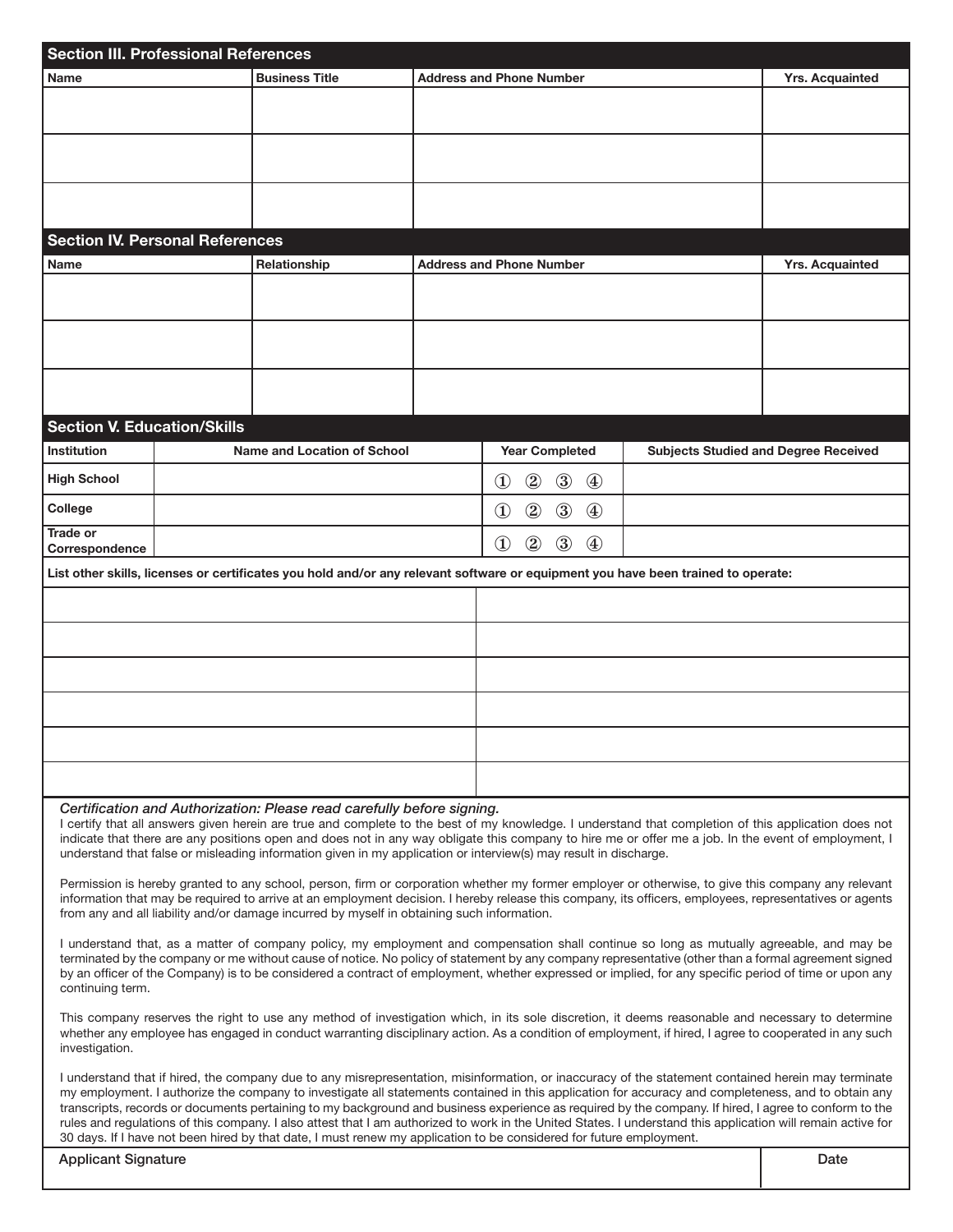## Section III. Professional References

| Name | Business Title | Address and Phone Number | Yrs. Acquainted |
|---|---|---|---|
| | | | |
| | | | |
| | | | |

## Section IV. Personal References

| Name | Relationship | Address and Phone Number | Yrs. Acquainted |
|---|---|---|---|
| | | | |
| | | | |
| | | | |

## Section V. Education/Skills

| Institution | Name and Location of School | Year Completed | Subjects Studied and Degree Received |
|---|---|---|---|
| High School | | ① ② ③ ④ | |
| College | | ① ② ③ ④ | |
| Trade or Correspondence | | ① ② ③ ④ | |

**List other skills, licenses or certificates you hold and/or any relevant software or equipment you have been trained to operate:**

| | |
|---|---|
| | |
| | |
| | |
| | |
| | |
| | |

*Certification and Authorization: Please read carefully before signing.*

I certify that all answers given herein are true and complete to the best of my knowledge. I understand that completion of this application does not indicate that there are any positions open and does not in any way obligate this company to hire me or offer me a job. In the event of employment, I understand that false or misleading information given in my application or interview(s) may result in discharge.

Permission is hereby granted to any school, person, firm or corporation whether my former employer or otherwise, to give this company any relevant information that may be required to arrive at an employment decision. I hereby release this company, its officers, employees, representatives or agents from any and all liability and/or damage incurred by myself in obtaining such information.

I understand that, as a matter of company policy, my employment and compensation shall continue so long as mutually agreeable, and may be terminated by the company or me without cause of notice. No policy of statement by any company representative (other than a formal agreement signed by an officer of the Company) is to be considered a contract of employment, whether expressed or implied, for any specific period of time or upon any continuing term.

This company reserves the right to use any method of investigation which, in its sole discretion, it deems reasonable and necessary to determine whether any employee has engaged in conduct warranting disciplinary action. As a condition of employment, if hired, I agree to cooperated in any such investigation.

I understand that if hired, the company due to any misrepresentation, misinformation, or inaccuracy of the statement contained herein may terminate my employment. I authorize the company to investigate all statements contained in this application for accuracy and completeness, and to obtain any transcripts, records or documents pertaining to my background and business experience as required by the company. If hired, I agree to conform to the rules and regulations of this company. I also attest that I am authorized to work in the United States. I understand this application will remain active for 30 days. If I have not been hired by that date, I must renew my application to be considered for future employment.

| Applicant Signature | Date |
|---|---|
| | |